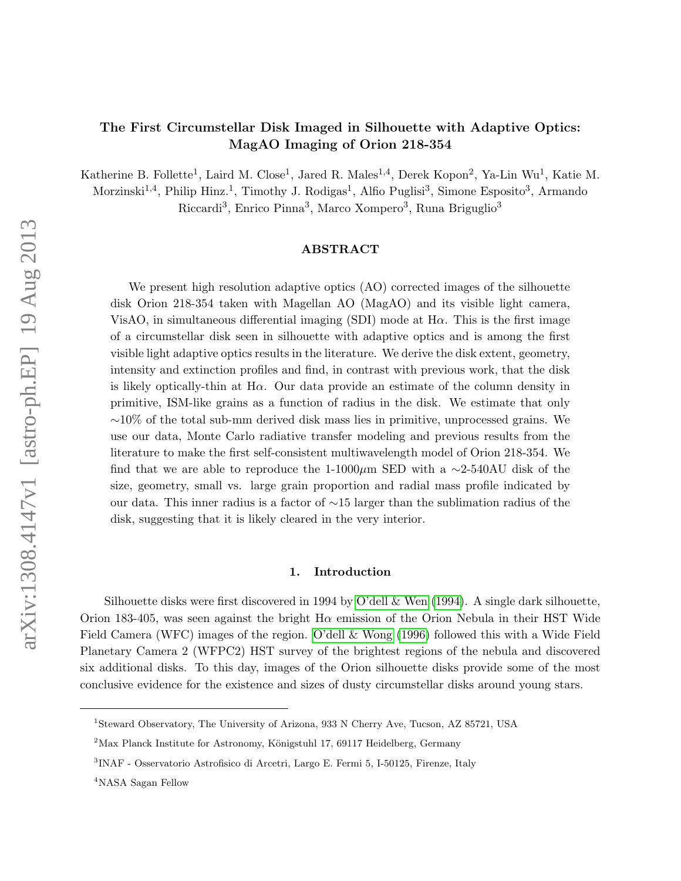# The First Circumstellar Disk Imaged in Silhouette with Adaptive Optics: MagAO Imaging of Orion 218-354

Katherine B. Follette[1], Laird M. Close[1], Jared R. Males[1,4], Derek Kopon[2], Ya-Lin Wu[1], Katie M. Morzinski[1,4], Philip Hinz.[1], Timothy J. Rodigas[1], Alfio Puglisi[3], Simone Esposito[3], Armando Riccardi[3], Enrico Pinna[3], Marco Xompero[3], Runa Briguglio[3]

## ABSTRACT

We present high resolution adaptive optics (AO) corrected images of the silhouette disk Orion 218-354 taken with Magellan AO (MagAO) and its visible light camera, VisAO, in simultaneous differential imaging (SDI) mode at H$\alpha$. This is the first image of a circumstellar disk seen in silhouette with adaptive optics and is among the first visible light adaptive optics results in the literature. We derive the disk extent, geometry, intensity and extinction profiles and find, in contrast with previous work, that the disk is likely optically-thin at H$\alpha$. Our data provide an estimate of the column density in primitive, ISM-like grains as a function of radius in the disk. We estimate that only $\sim$10% of the total sub-mm derived disk mass lies in primitive, unprocessed grains. We use our data, Monte Carlo radiative transfer modeling and previous results from the literature to make the first self-consistent multiwavelength model of Orion 218-354. We find that we are able to reproduce the 1-1000$\mu$m SED with a $\sim$2-540AU disk of the size, geometry, small vs. large grain proportion and radial mass profile indicated by our data. This inner radius is a factor of $\sim$15 larger than the sublimation radius of the disk, suggesting that it is likely cleared in the very interior.

## 1. Introduction

Silhouette disks were first discovered in 1994 by O'dell & Wen (1994). A single dark silhouette, Orion 183-405, was seen against the bright H$\alpha$ emission of the Orion Nebula in their HST Wide Field Camera (WFC) images of the region. O'dell & Wong (1996) followed this with a Wide Field Planetary Camera 2 (WFPC2) HST survey of the brightest regions of the nebula and discovered six additional disks. To this day, images of the Orion silhouette disks provide some of the most conclusive evidence for the existence and sizes of dusty circumstellar disks around young stars.

---

[1]Steward Observatory, The University of Arizona, 933 N Cherry Ave, Tucson, AZ 85721, USA

[2]Max Planck Institute for Astronomy, Königstuhl 17, 69117 Heidelberg, Germany

[3]INAF - Osservatorio Astrofisico di Arcetri, Largo E. Fermi 5, I-50125, Firenze, Italy

[4]NASA Sagan Fellow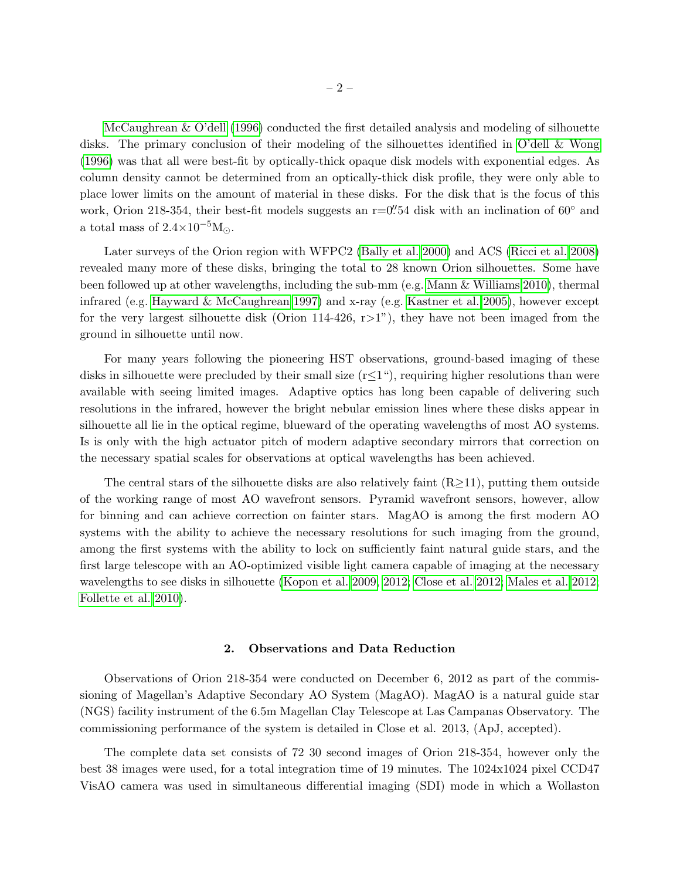McCaughrean & O'dell (1996) conducted the first detailed analysis and modeling of silhouette disks. The primary conclusion of their modeling of the silhouettes identified in O'dell & Wong (1996) was that all were best-fit by optically-thick opaque disk models with exponential edges. As column density cannot be determined from an optically-thick disk profile, they were only able to place lower limits on the amount of material in these disks. For the disk that is the focus of this work, Orion 218-354, their best-fit models suggests an r=0.″54 disk with an inclination of 60° and a total mass of $2.4{\times}10^{-5}$M$_{\odot}$.

Later surveys of the Orion region with WFPC2 (Bally et al. 2000) and ACS (Ricci et al. 2008) revealed many more of these disks, bringing the total to 28 known Orion silhouettes. Some have been followed up at other wavelengths, including the sub-mm (e.g. Mann & Williams 2010), thermal infrared (e.g. Hayward & McCaughrean 1997) and x-ray (e.g. Kastner et al. 2005), however except for the very largest silhouette disk (Orion 114-426, r>1"), they have not been imaged from the ground in silhouette until now.

For many years following the pioneering HST observations, ground-based imaging of these disks in silhouette were precluded by their small size (r≤1"), requiring higher resolutions than were available with seeing limited images. Adaptive optics has long been capable of delivering such resolutions in the infrared, however the bright nebular emission lines where these disks appear in silhouette all lie in the optical regime, blueward of the operating wavelengths of most AO systems. Is is only with the high actuator pitch of modern adaptive secondary mirrors that correction on the necessary spatial scales for observations at optical wavelengths has been achieved.

The central stars of the silhouette disks are also relatively faint (R≥11), putting them outside of the working range of most AO wavefront sensors. Pyramid wavefront sensors, however, allow for binning and can achieve correction on fainter stars. MagAO is among the first modern AO systems with the ability to achieve the necessary resolutions for such imaging from the ground, among the first systems with the ability to lock on sufficiently faint natural guide stars, and the first large telescope with an AO-optimized visible light camera capable of imaging at the necessary wavelengths to see disks in silhouette (Kopon et al. 2009, 2012; Close et al. 2012; Males et al. 2012; Follette et al. 2010).

## 2. Observations and Data Reduction

Observations of Orion 218-354 were conducted on December 6, 2012 as part of the commissioning of Magellan's Adaptive Secondary AO System (MagAO). MagAO is a natural guide star (NGS) facility instrument of the 6.5m Magellan Clay Telescope at Las Campanas Observatory. The commissioning performance of the system is detailed in Close et al. 2013, (ApJ, accepted).

The complete data set consists of 72 30 second images of Orion 218-354, however only the best 38 images were used, for a total integration time of 19 minutes. The 1024x1024 pixel CCD47 VisAO camera was used in simultaneous differential imaging (SDI) mode in which a Wollaston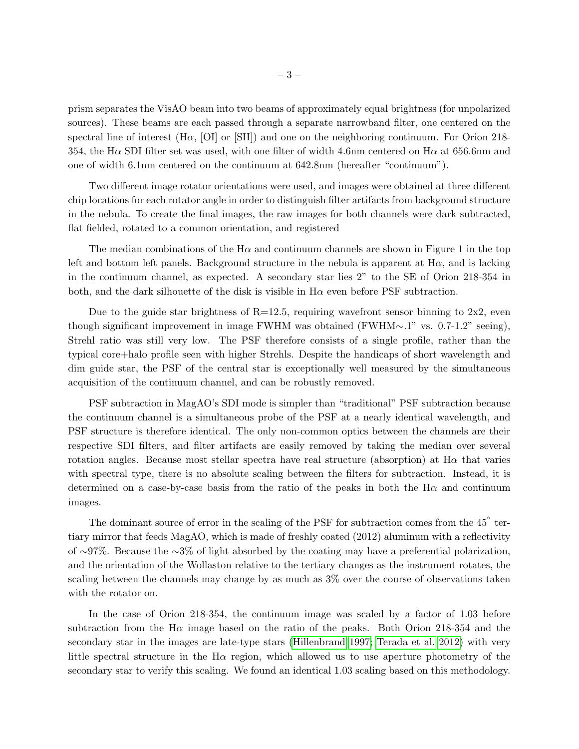prism separates the VisAO beam into two beams of approximately equal brightness (for unpolarized sources). These beams are each passed through a separate narrowband filter, one centered on the spectral line of interest (Hα, [OI] or [SII]) and one on the neighboring continuum. For Orion 218-354, the Hα SDI filter set was used, with one filter of width 4.6nm centered on Hα at 656.6nm and one of width 6.1nm centered on the continuum at 642.8nm (hereafter "continuum").

Two different image rotator orientations were used, and images were obtained at three different chip locations for each rotator angle in order to distinguish filter artifacts from background structure in the nebula. To create the final images, the raw images for both channels were dark subtracted, flat fielded, rotated to a common orientation, and registered

The median combinations of the Hα and continuum channels are shown in Figure 1 in the top left and bottom left panels. Background structure in the nebula is apparent at Hα, and is lacking in the continuum channel, as expected. A secondary star lies 2" to the SE of Orion 218-354 in both, and the dark silhouette of the disk is visible in Hα even before PSF subtraction.

Due to the guide star brightness of R=12.5, requiring wavefront sensor binning to 2x2, even though significant improvement in image FWHM was obtained (FWHM∼.1" vs. 0.7-1.2" seeing), Strehl ratio was still very low. The PSF therefore consists of a single profile, rather than the typical core+halo profile seen with higher Strehls. Despite the handicaps of short wavelength and dim guide star, the PSF of the central star is exceptionally well measured by the simultaneous acquisition of the continuum channel, and can be robustly removed.

PSF subtraction in MagAO's SDI mode is simpler than "traditional" PSF subtraction because the continuum channel is a simultaneous probe of the PSF at a nearly identical wavelength, and PSF structure is therefore identical. The only non-common optics between the channels are their respective SDI filters, and filter artifacts are easily removed by taking the median over several rotation angles. Because most stellar spectra have real structure (absorption) at Hα that varies with spectral type, there is no absolute scaling between the filters for subtraction. Instead, it is determined on a case-by-case basis from the ratio of the peaks in both the Hα and continuum images.

The dominant source of error in the scaling of the PSF for subtraction comes from the 45° tertiary mirror that feeds MagAO, which is made of freshly coated (2012) aluminum with a reflectivity of ∼97%. Because the ∼3% of light absorbed by the coating may have a preferential polarization, and the orientation of the Wollaston relative to the tertiary changes as the instrument rotates, the scaling between the channels may change by as much as 3% over the course of observations taken with the rotator on.

In the case of Orion 218-354, the continuum image was scaled by a factor of 1.03 before subtraction from the Hα image based on the ratio of the peaks. Both Orion 218-354 and the secondary star in the images are late-type stars (Hillenbrand 1997; Terada et al. 2012) with very little spectral structure in the Hα region, which allowed us to use aperture photometry of the secondary star to verify this scaling. We found an identical 1.03 scaling based on this methodology.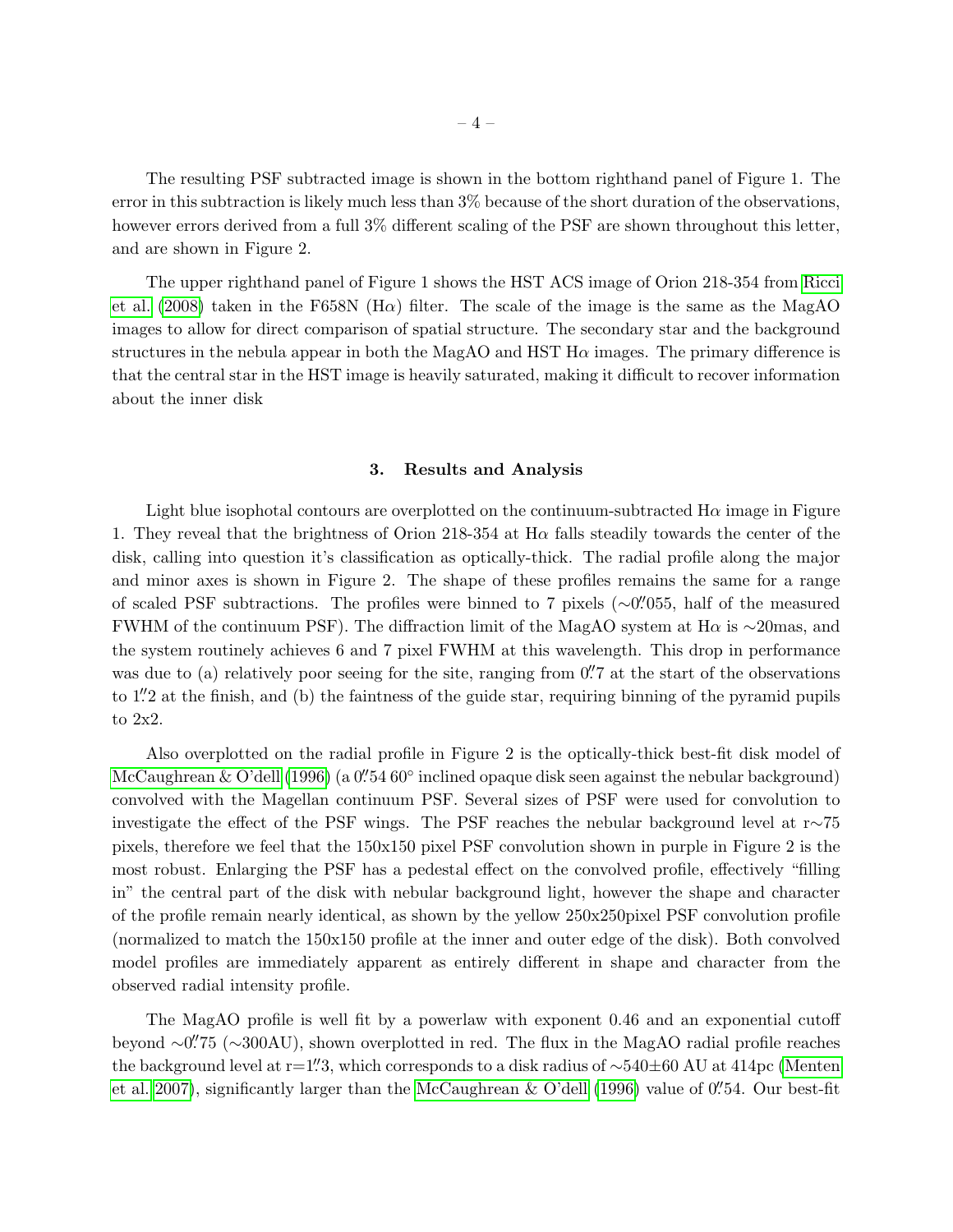The resulting PSF subtracted image is shown in the bottom righthand panel of Figure 1. The error in this subtraction is likely much less than 3% because of the short duration of the observations, however errors derived from a full 3% different scaling of the PSF are shown throughout this letter, and are shown in Figure 2.

The upper righthand panel of Figure 1 shows the HST ACS image of Orion 218-354 from Ricci et al. (2008) taken in the F658N (H$\alpha$) filter. The scale of the image is the same as the MagAO images to allow for direct comparison of spatial structure. The secondary star and the background structures in the nebula appear in both the MagAO and HST H$\alpha$ images. The primary difference is that the central star in the HST image is heavily saturated, making it difficult to recover information about the inner disk

## 3. Results and Analysis

Light blue isophotal contours are overplotted on the continuum-subtracted H$\alpha$ image in Figure 1. They reveal that the brightness of Orion 218-354 at H$\alpha$ falls steadily towards the center of the disk, calling into question it's classification as optically-thick. The radial profile along the major and minor axes is shown in Figure 2. The shape of these profiles remains the same for a range of scaled PSF subtractions. The profiles were binned to 7 pixels ($\sim$0.″055, half of the measured FWHM of the continuum PSF). The diffraction limit of the MagAO system at H$\alpha$ is $\sim$20mas, and the system routinely achieves 6 and 7 pixel FWHM at this wavelength. This drop in performance was due to (a) relatively poor seeing for the site, ranging from 0.″7 at the start of the observations to 1.″2 at the finish, and (b) the faintness of the guide star, requiring binning of the pyramid pupils to 2x2.

Also overplotted on the radial profile in Figure 2 is the optically-thick best-fit disk model of McCaughrean & O'dell (1996) (a 0.″54 60° inclined opaque disk seen against the nebular background) convolved with the Magellan continuum PSF. Several sizes of PSF were used for convolution to investigate the effect of the PSF wings. The PSF reaches the nebular background level at r$\sim$75 pixels, therefore we feel that the 150x150 pixel PSF convolution shown in purple in Figure 2 is the most robust. Enlarging the PSF has a pedestal effect on the convolved profile, effectively "filling in" the central part of the disk with nebular background light, however the shape and character of the profile remain nearly identical, as shown by the yellow 250x250pixel PSF convolution profile (normalized to match the 150x150 profile at the inner and outer edge of the disk). Both convolved model profiles are immediately apparent as entirely different in shape and character from the observed radial intensity profile.

The MagAO profile is well fit by a powerlaw with exponent 0.46 and an exponential cutoff beyond $\sim$0.″75 ($\sim$300AU), shown overplotted in red. The flux in the MagAO radial profile reaches the background level at r=1.″3, which corresponds to a disk radius of $\sim$540$\pm$60 AU at 414pc (Menten et al. 2007), significantly larger than the McCaughrean & O'dell (1996) value of 0.″54. Our best-fit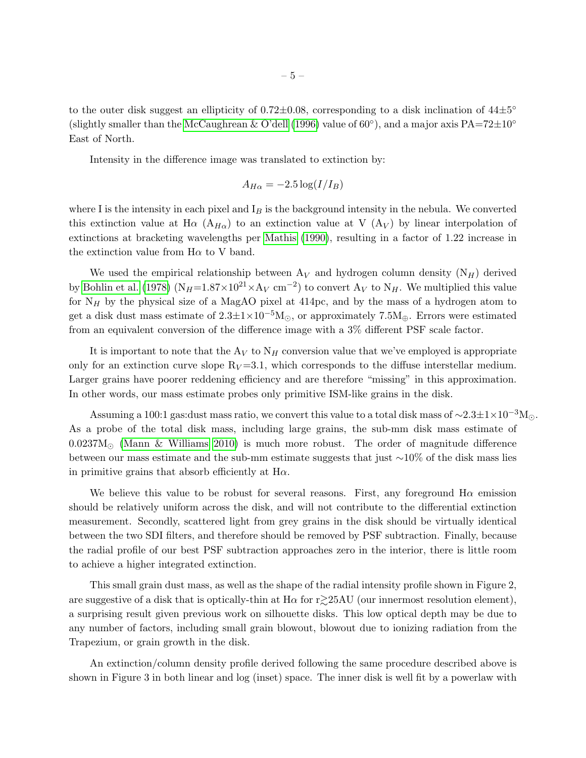to the outer disk suggest an ellipticity of 0.72±0.08, corresponding to a disk inclination of 44±5° (slightly smaller than the McCaughrean & O'dell (1996) value of 60°), and a major axis PA=72±10° East of North.

Intensity in the difference image was translated to extinction by:

$$A_{H\alpha} = -2.5\log(I/I_B)$$

where I is the intensity in each pixel and $I_B$ is the background intensity in the nebula. We converted this extinction value at Hα ($A_{H\alpha}$) to an extinction value at V ($A_V$) by linear interpolation of extinctions at bracketing wavelengths per Mathis (1990), resulting in a factor of 1.22 increase in the extinction value from Hα to V band.

We used the empirical relationship between $A_V$ and hydrogen column density ($N_H$) derived by Bohlin et al. (1978) ($N_H = 1.87\times10^{21}\times A_V$ cm$^{-2}$) to convert $A_V$ to $N_H$. We multiplied this value for $N_H$ by the physical size of a MagAO pixel at 414pc, and by the mass of a hydrogen atom to get a disk dust mass estimate of $2.3\pm1\times10^{-5}M_\odot$, or approximately $7.5M_\oplus$. Errors were estimated from an equivalent conversion of the difference image with a 3% different PSF scale factor.

It is important to note that the $A_V$ to $N_H$ conversion value that we've employed is appropriate only for an extinction curve slope $R_V$=3.1, which corresponds to the diffuse interstellar medium. Larger grains have poorer reddening efficiency and are therefore "missing" in this approximation. In other words, our mass estimate probes only primitive ISM-like grains in the disk.

Assuming a 100:1 gas:dust mass ratio, we convert this value to a total disk mass of $\sim2.3\pm1\times10^{-3}M_\odot$. As a probe of the total disk mass, including large grains, the sub-mm disk mass estimate of $0.0237M_\odot$ (Mann & Williams 2010) is much more robust. The order of magnitude difference between our mass estimate and the sub-mm estimate suggests that just ∼10% of the disk mass lies in primitive grains that absorb efficiently at Hα.

We believe this value to be robust for several reasons. First, any foreground Hα emission should be relatively uniform across the disk, and will not contribute to the differential extinction measurement. Secondly, scattered light from grey grains in the disk should be virtually identical between the two SDI filters, and therefore should be removed by PSF subtraction. Finally, because the radial profile of our best PSF subtraction approaches zero in the interior, there is little room to achieve a higher integrated extinction.

This small grain dust mass, as well as the shape of the radial intensity profile shown in Figure 2, are suggestive of a disk that is optically-thin at Hα for $r\gtrsim25$AU (our innermost resolution element), a surprising result given previous work on silhouette disks. This low optical depth may be due to any number of factors, including small grain blowout, blowout due to ionizing radiation from the Trapezium, or grain growth in the disk.

An extinction/column density profile derived following the same procedure described above is shown in Figure 3 in both linear and log (inset) space. The inner disk is well fit by a powerlaw with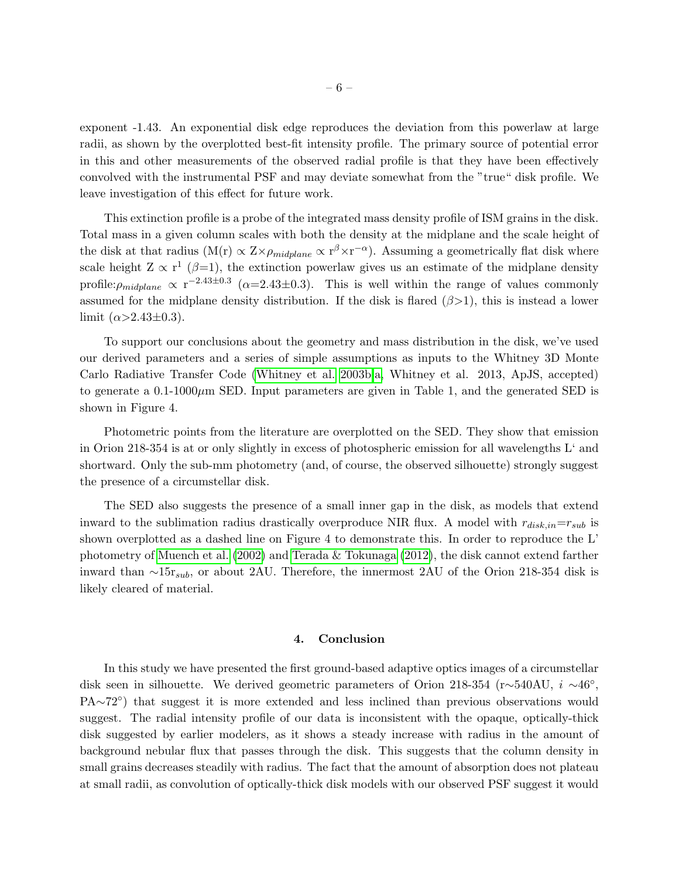exponent -1.43. An exponential disk edge reproduces the deviation from this powerlaw at large radii, as shown by the overplotted best-fit intensity profile. The primary source of potential error in this and other measurements of the observed radial profile is that they have been effectively convolved with the instrumental PSF and may deviate somewhat from the "true" disk profile. We leave investigation of this effect for future work.

This extinction profile is a probe of the integrated mass density profile of ISM grains in the disk. Total mass in a given column scales with both the density at the midplane and the scale height of the disk at that radius (M(r) $\propto$ Z$\times\rho_{midplane} \propto$ r$^{\beta}\times$r$^{-\alpha}$). Assuming a geometrically flat disk where scale height Z $\propto$ r$^{1}$ ($\beta$=1), the extinction powerlaw gives us an estimate of the midplane density profile:$\rho_{midplane} \propto$ r$^{-2.43\pm0.3}$ ($\alpha$=2.43$\pm$0.3). This is well within the range of values commonly assumed for the midplane density distribution. If the disk is flared ($\beta$>1), this is instead a lower limit ($\alpha$>2.43$\pm$0.3).

To support our conclusions about the geometry and mass distribution in the disk, we've used our derived parameters and a series of simple assumptions as inputs to the Whitney 3D Monte Carlo Radiative Transfer Code (Whitney et al. 2003b,a, Whitney et al. 2013, ApJS, accepted) to generate a 0.1-1000$\mu$m SED. Input parameters are given in Table 1, and the generated SED is shown in Figure 4.

Photometric points from the literature are overplotted on the SED. They show that emission in Orion 218-354 is at or only slightly in excess of photospheric emission for all wavelengths L' and shortward. Only the sub-mm photometry (and, of course, the observed silhouette) strongly suggest the presence of a circumstellar disk.

The SED also suggests the presence of a small inner gap in the disk, as models that extend inward to the sublimation radius drastically overproduce NIR flux. A model with $r_{disk,in}$=$r_{sub}$ is shown overplotted as a dashed line on Figure 4 to demonstrate this. In order to reproduce the L' photometry of Muench et al. (2002) and Terada & Tokunaga (2012), the disk cannot extend farther inward than $\sim$15r$_{sub}$, or about 2AU. Therefore, the innermost 2AU of the Orion 218-354 disk is likely cleared of material.

## 4. Conclusion

In this study we have presented the first ground-based adaptive optics images of a circumstellar disk seen in silhouette. We derived geometric parameters of Orion 218-354 (r$\sim$540AU, $i$ $\sim$46°, PA$\sim$72°) that suggest it is more extended and less inclined than previous observations would suggest. The radial intensity profile of our data is inconsistent with the opaque, optically-thick disk suggested by earlier modelers, as it shows a steady increase with radius in the amount of background nebular flux that passes through the disk. This suggests that the column density in small grains decreases steadily with radius. The fact that the amount of absorption does not plateau at small radii, as convolution of optically-thick disk models with our observed PSF suggest it would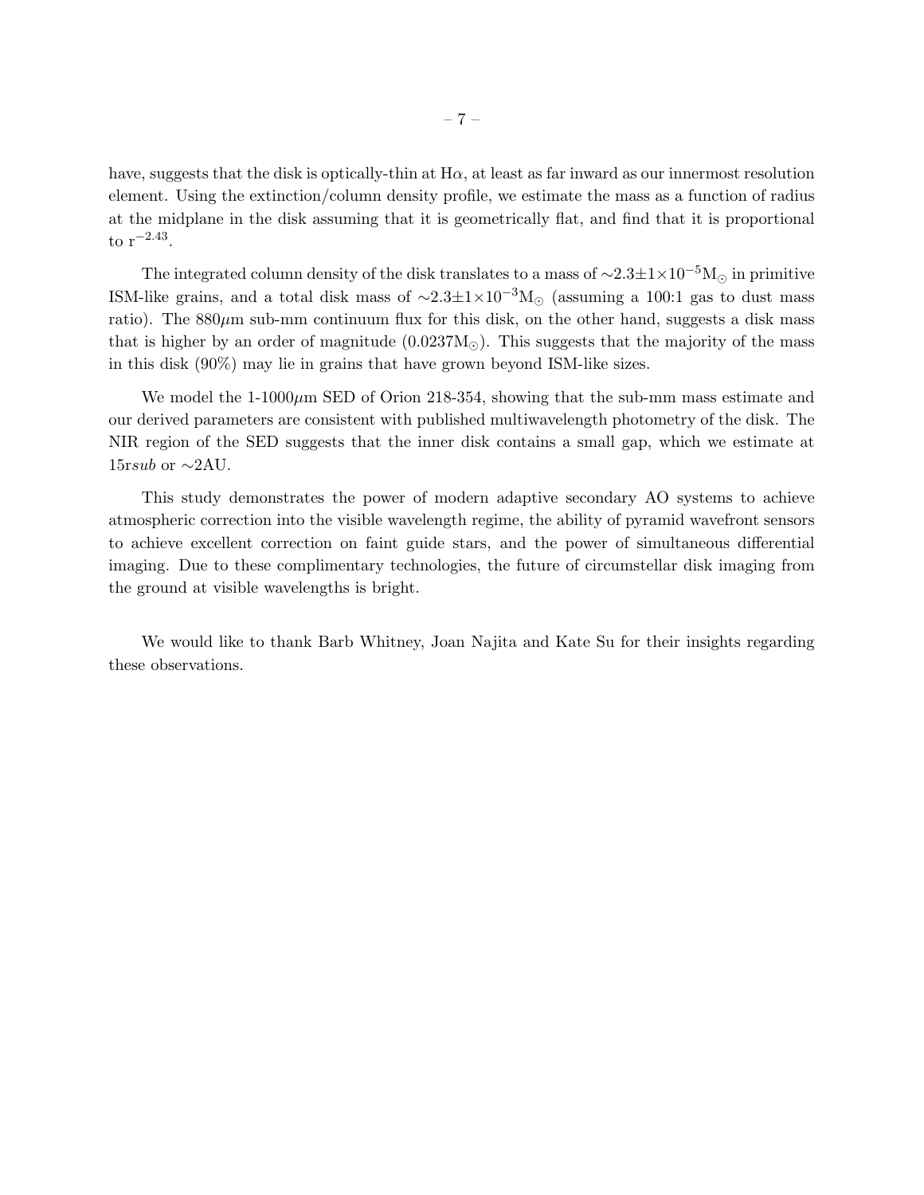have, suggests that the disk is optically-thin at H$\alpha$, at least as far inward as our innermost resolution element. Using the extinction/column density profile, we estimate the mass as a function of radius at the midplane in the disk assuming that it is geometrically flat, and find that it is proportional to $r^{-2.43}$.

The integrated column density of the disk translates to a mass of $\sim$2.3$\pm$1$\times$10$^{-5}$M$_{\odot}$ in primitive ISM-like grains, and a total disk mass of $\sim$2.3$\pm$1$\times$10$^{-3}$M$_{\odot}$ (assuming a 100:1 gas to dust mass ratio). The 880$\mu$m sub-mm continuum flux for this disk, on the other hand, suggests a disk mass that is higher by an order of magnitude (0.0237M$_{\odot}$). This suggests that the majority of the mass in this disk (90%) may lie in grains that have grown beyond ISM-like sizes.

We model the 1-1000$\mu$m SED of Orion 218-354, showing that the sub-mm mass estimate and our derived parameters are consistent with published multiwavelength photometry of the disk. The NIR region of the SED suggests that the inner disk contains a small gap, which we estimate at 15r$sub$ or $\sim$2AU.

This study demonstrates the power of modern adaptive secondary AO systems to achieve atmospheric correction into the visible wavelength regime, the ability of pyramid wavefront sensors to achieve excellent correction on faint guide stars, and the power of simultaneous differential imaging. Due to these complimentary technologies, the future of circumstellar disk imaging from the ground at visible wavelengths is bright.

We would like to thank Barb Whitney, Joan Najita and Kate Su for their insights regarding these observations.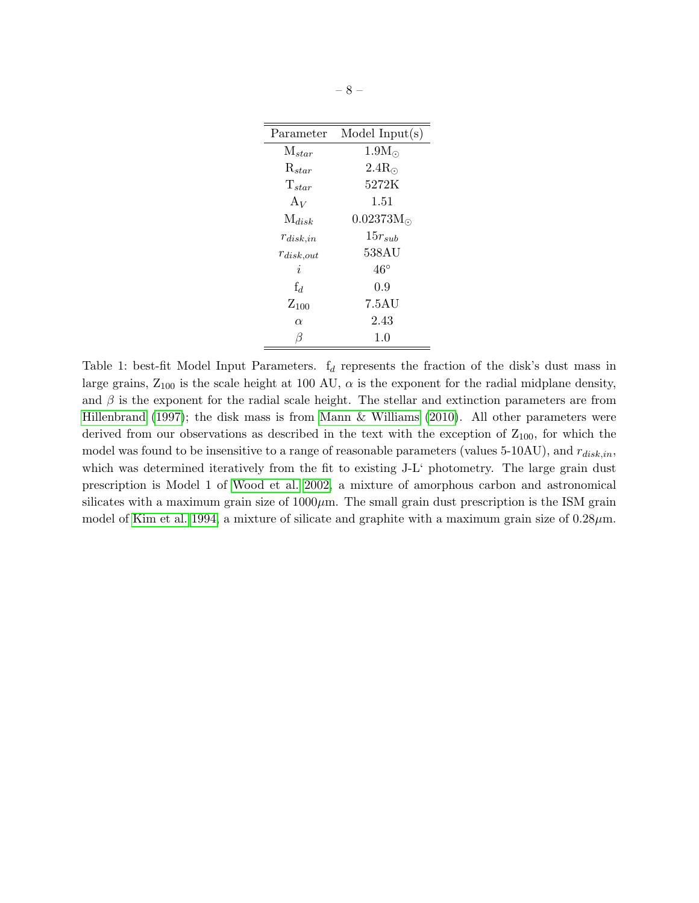| Parameter | Model Input(s) |
|---|---|
| $M_{star}$ | $1.9M_{\odot}$ |
| $R_{star}$ | $2.4R_{\odot}$ |
| $T_{star}$ | 5272K |
| $A_V$ | 1.51 |
| $M_{disk}$ | $0.02373M_{\odot}$ |
| $r_{disk,in}$ | $15r_{sub}$ |
| $r_{disk,out}$ | 538AU |
| $i$ | 46° |
| $f_d$ | 0.9 |
| $Z_{100}$ | 7.5AU |
| $\alpha$ | 2.43 |
| $\beta$ | 1.0 |

Table 1: best-fit Model Input Parameters. $f_d$ represents the fraction of the disk's dust mass in large grains, $Z_{100}$ is the scale height at 100 AU, $\alpha$ is the exponent for the radial midplane density, and $\beta$ is the exponent for the radial scale height. The stellar and extinction parameters are from Hillenbrand (1997); the disk mass is from Mann & Williams (2010). All other parameters were derived from our observations as described in the text with the exception of $Z_{100}$, for which the model was found to be insensitive to a range of reasonable parameters (values 5-10AU), and $r_{disk,in}$, which was determined iteratively from the fit to existing J-L' photometry. The large grain dust prescription is Model 1 of Wood et al. 2002, a mixture of amorphous carbon and astronomical silicates with a maximum grain size of 1000$\mu$m. The small grain dust prescription is the ISM grain model of Kim et al. 1994, a mixture of silicate and graphite with a maximum grain size of 0.28$\mu$m.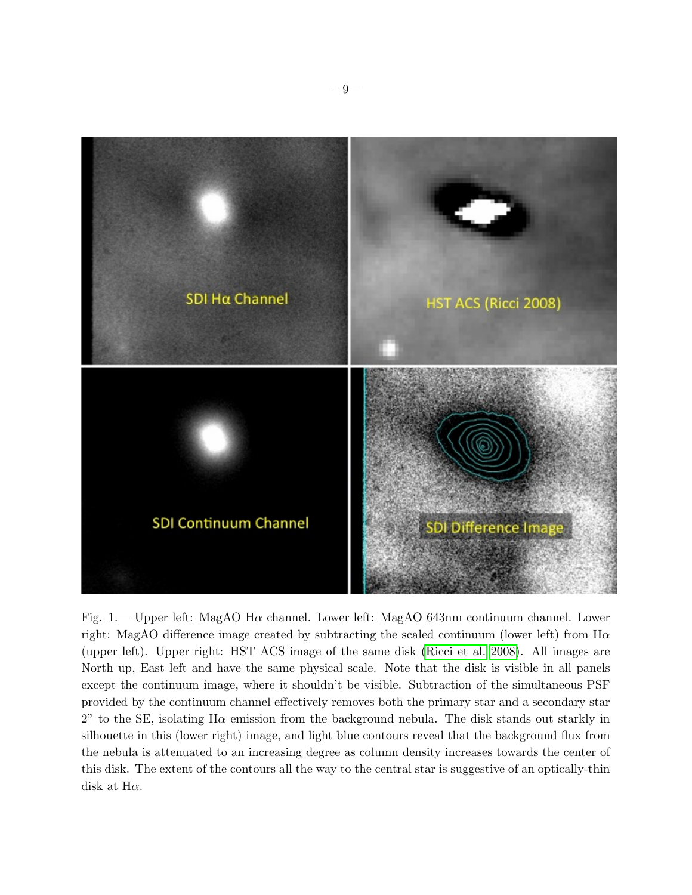Fig. 1.— Upper left: MagAO Hα channel. Lower left: MagAO 643nm continuum channel. Lower right: MagAO difference image created by subtracting the scaled continuum (lower left) from Hα (upper left). Upper right: HST ACS image of the same disk (Ricci et al. 2008). All images are North up, East left and have the same physical scale. Note that the disk is visible in all panels except the continuum image, where it shouldn't be visible. Subtraction of the simultaneous PSF provided by the continuum channel effectively removes both the primary star and a secondary star 2" to the SE, isolating Hα emission from the background nebula. The disk stands out starkly in silhouette in this (lower right) image, and light blue contours reveal that the background flux from the nebula is attenuated to an increasing degree as column density increases towards the center of this disk. The extent of the contours all the way to the central star is suggestive of an optically-thin disk at Hα.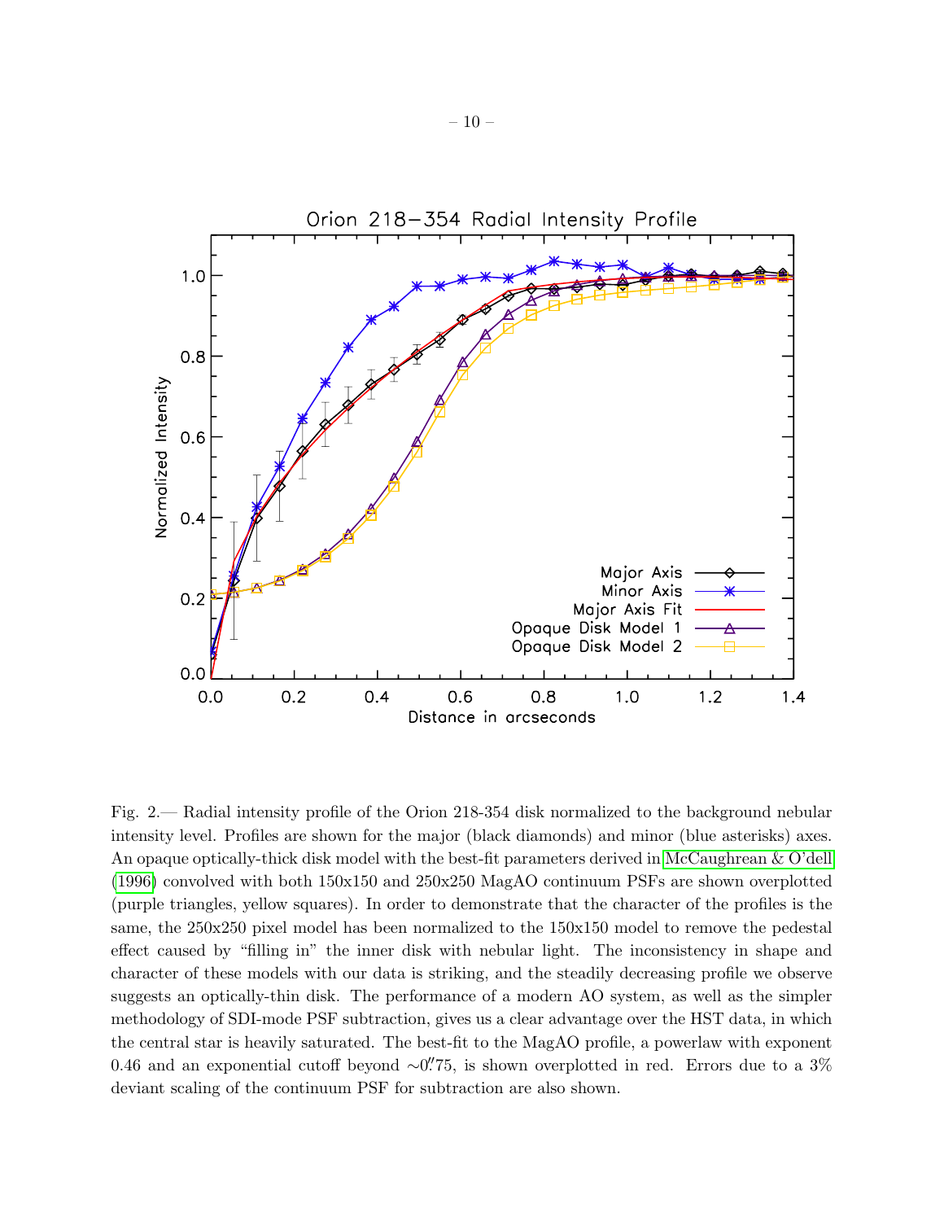Fig. 2.— Radial intensity profile of the Orion 218-354 disk normalized to the background nebular intensity level. Profiles are shown for the major (black diamonds) and minor (blue asterisks) axes. An opaque optically-thick disk model with the best-fit parameters derived in McCaughrean & O'dell (1996) convolved with both 150x150 and 250x250 MagAO continuum PSFs are shown overplotted (purple triangles, yellow squares). In order to demonstrate that the character of the profiles is the same, the 250x250 pixel model has been normalized to the 150x150 model to remove the pedestal effect caused by "filling in" the inner disk with nebular light. The inconsistency in shape and character of these models with our data is striking, and the steadily decreasing profile we observe suggests an optically-thin disk. The performance of a modern AO system, as well as the simpler methodology of SDI-mode PSF subtraction, gives us a clear advantage over the HST data, in which the central star is heavily saturated. The best-fit to the MagAO profile, a powerlaw with exponent 0.46 and an exponential cutoff beyond $\sim 0\farcs75$, is shown overplotted in red. Errors due to a 3% deviant scaling of the continuum PSF for subtraction are also shown.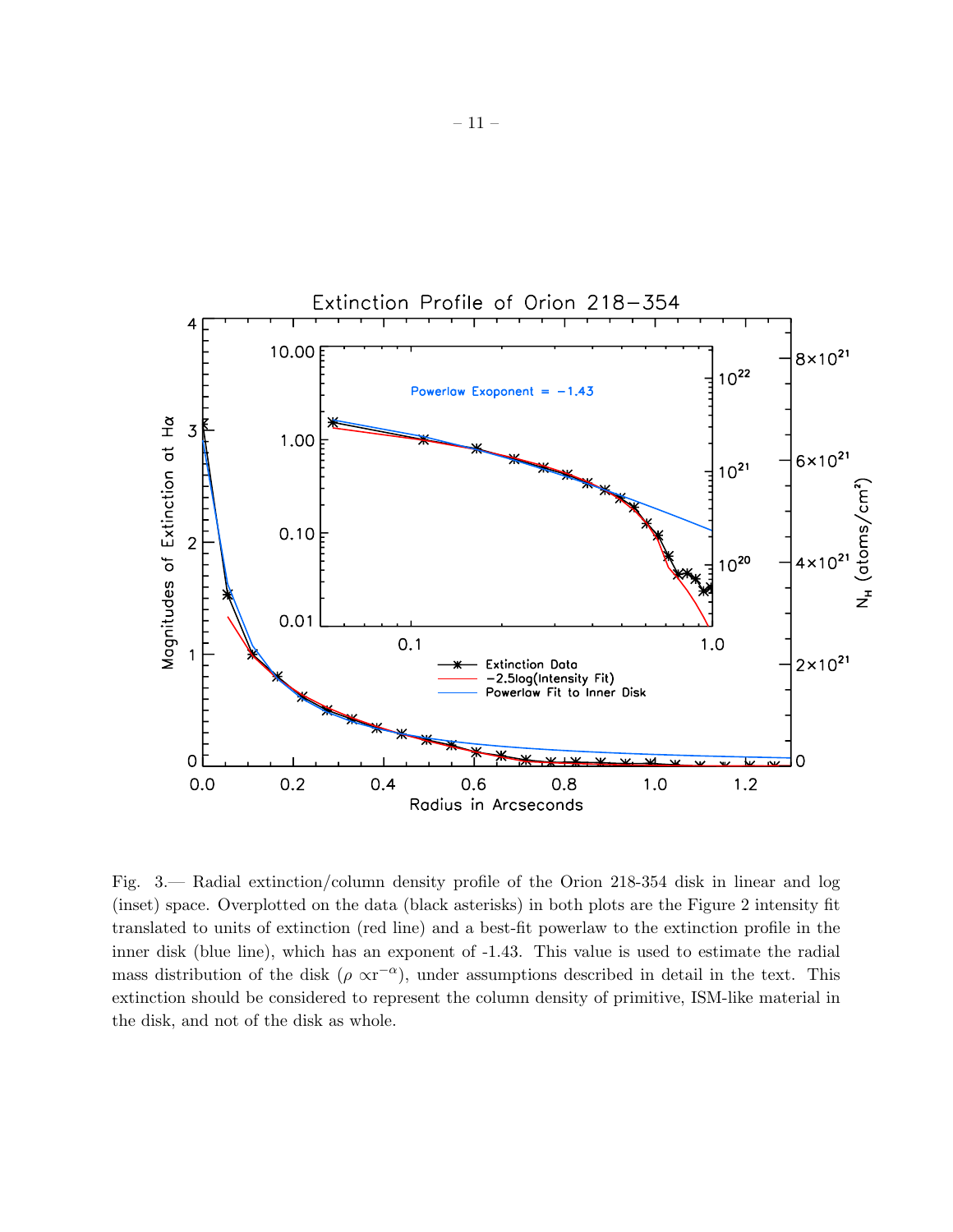Fig. 3.— Radial extinction/column density profile of the Orion 218-354 disk in linear and log (inset) space. Overplotted on the data (black asterisks) in both plots are the Figure 2 intensity fit translated to units of extinction (red line) and a best-fit powerlaw to the extinction profile in the inner disk (blue line), which has an exponent of -1.43. This value is used to estimate the radial mass distribution of the disk ($\rho \propto r^{-\alpha}$), under assumptions described in detail in the text. This extinction should be considered to represent the column density of primitive, ISM-like material in the disk, and not of the disk as whole.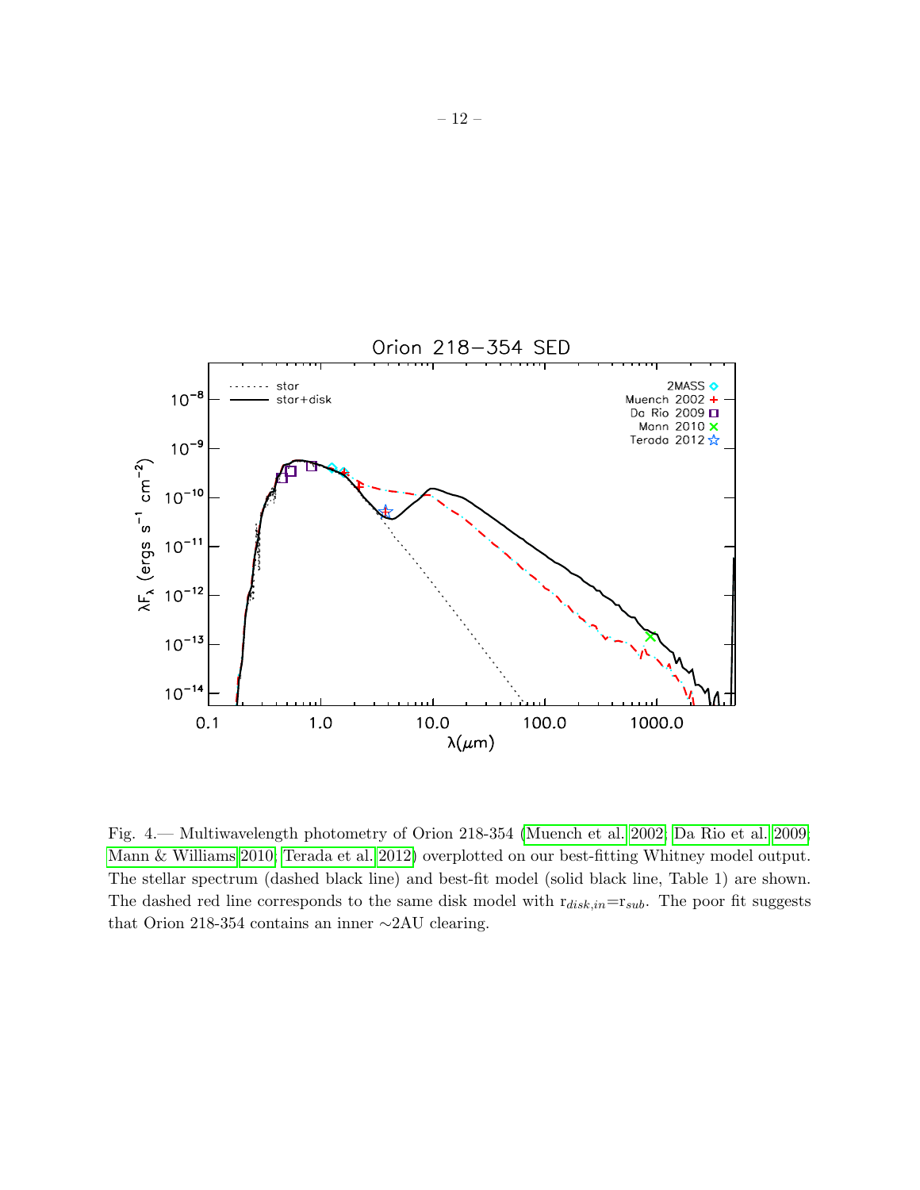Fig. 4.— Multiwavelength photometry of Orion 218-354 (Muench et al. 2002; Da Rio et al. 2009; Mann & Williams 2010; Terada et al. 2012) overplotted on our best-fitting Whitney model output. The stellar spectrum (dashed black line) and best-fit model (solid black line, Table 1) are shown. The dashed red line corresponds to the same disk model with $r_{disk,in}$=$r_{sub}$. The poor fit suggests that Orion 218-354 contains an inner ∼2AU clearing.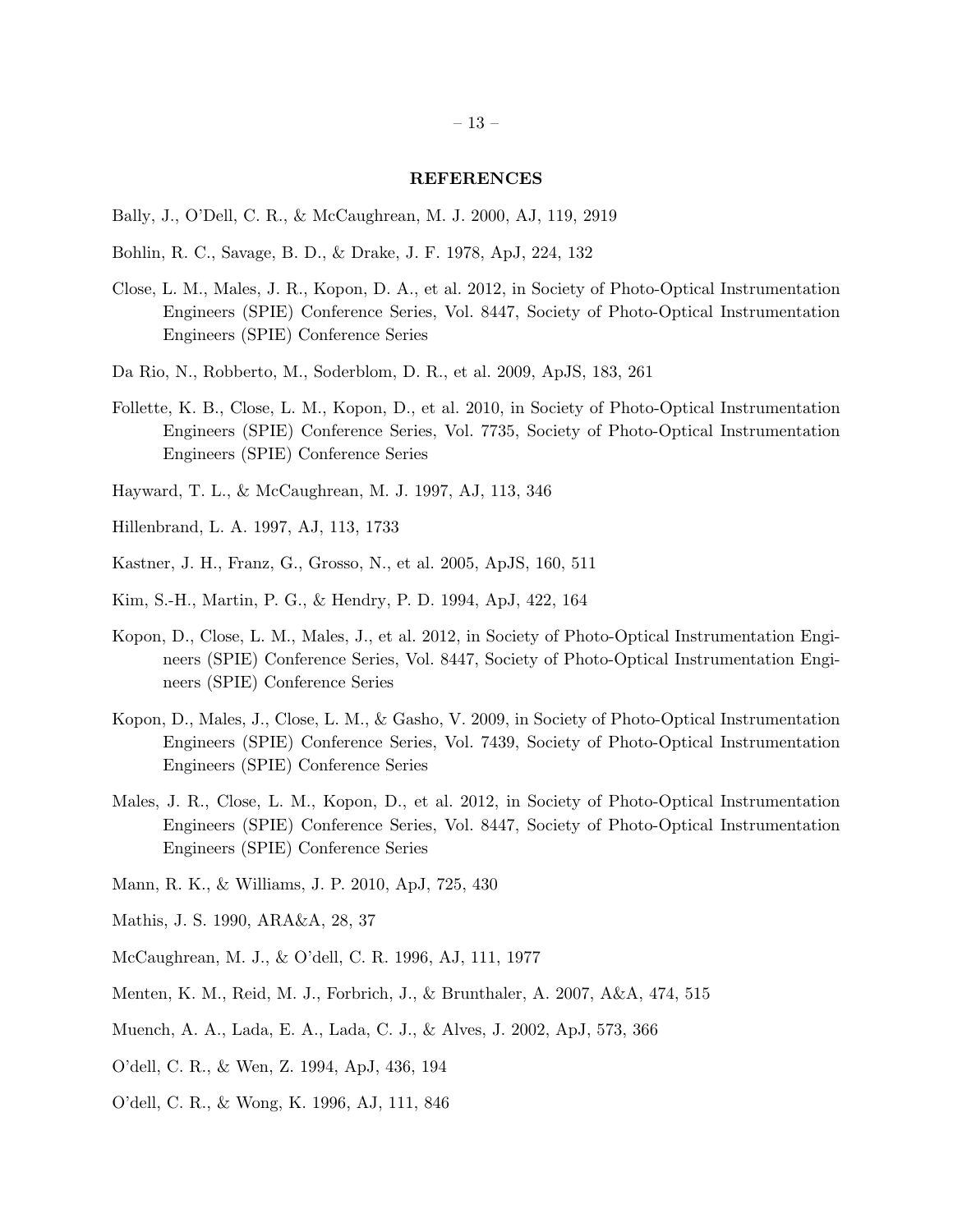## REFERENCES

Bally, J., O'Dell, C. R., & McCaughrean, M. J. 2000, AJ, 119, 2919

Bohlin, R. C., Savage, B. D., & Drake, J. F. 1978, ApJ, 224, 132

Close, L. M., Males, J. R., Kopon, D. A., et al. 2012, in Society of Photo-Optical Instrumentation Engineers (SPIE) Conference Series, Vol. 8447, Society of Photo-Optical Instrumentation Engineers (SPIE) Conference Series

Da Rio, N., Robberto, M., Soderblom, D. R., et al. 2009, ApJS, 183, 261

Follette, K. B., Close, L. M., Kopon, D., et al. 2010, in Society of Photo-Optical Instrumentation Engineers (SPIE) Conference Series, Vol. 7735, Society of Photo-Optical Instrumentation Engineers (SPIE) Conference Series

Hayward, T. L., & McCaughrean, M. J. 1997, AJ, 113, 346

Hillenbrand, L. A. 1997, AJ, 113, 1733

Kastner, J. H., Franz, G., Grosso, N., et al. 2005, ApJS, 160, 511

Kim, S.-H., Martin, P. G., & Hendry, P. D. 1994, ApJ, 422, 164

Kopon, D., Close, L. M., Males, J., et al. 2012, in Society of Photo-Optical Instrumentation Engineers (SPIE) Conference Series, Vol. 8447, Society of Photo-Optical Instrumentation Engineers (SPIE) Conference Series

Kopon, D., Males, J., Close, L. M., & Gasho, V. 2009, in Society of Photo-Optical Instrumentation Engineers (SPIE) Conference Series, Vol. 7439, Society of Photo-Optical Instrumentation Engineers (SPIE) Conference Series

Males, J. R., Close, L. M., Kopon, D., et al. 2012, in Society of Photo-Optical Instrumentation Engineers (SPIE) Conference Series, Vol. 8447, Society of Photo-Optical Instrumentation Engineers (SPIE) Conference Series

Mann, R. K., & Williams, J. P. 2010, ApJ, 725, 430

Mathis, J. S. 1990, ARA&A, 28, 37

McCaughrean, M. J., & O'dell, C. R. 1996, AJ, 111, 1977

Menten, K. M., Reid, M. J., Forbrich, J., & Brunthaler, A. 2007, A&A, 474, 515

Muench, A. A., Lada, E. A., Lada, C. J., & Alves, J. 2002, ApJ, 573, 366

O'dell, C. R., & Wen, Z. 1994, ApJ, 436, 194

O'dell, C. R., & Wong, K. 1996, AJ, 111, 846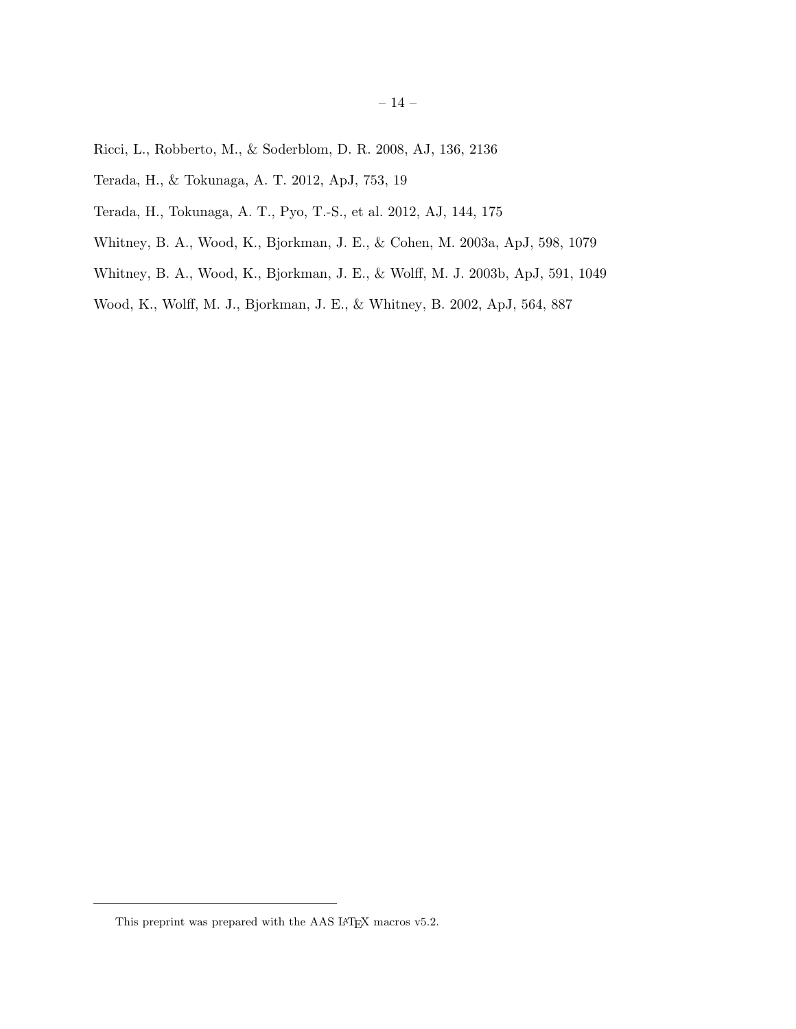Ricci, L., Robberto, M., & Soderblom, D. R. 2008, AJ, 136, 2136

Terada, H., & Tokunaga, A. T. 2012, ApJ, 753, 19

Terada, H., Tokunaga, A. T., Pyo, T.-S., et al. 2012, AJ, 144, 175

Whitney, B. A., Wood, K., Bjorkman, J. E., & Cohen, M. 2003a, ApJ, 598, 1079

Whitney, B. A., Wood, K., Bjorkman, J. E., & Wolff, M. J. 2003b, ApJ, 591, 1049

Wood, K., Wolff, M. J., Bjorkman, J. E., & Whitney, B. 2002, ApJ, 564, 887

---

This preprint was prepared with the AAS LATEX macros v5.2.